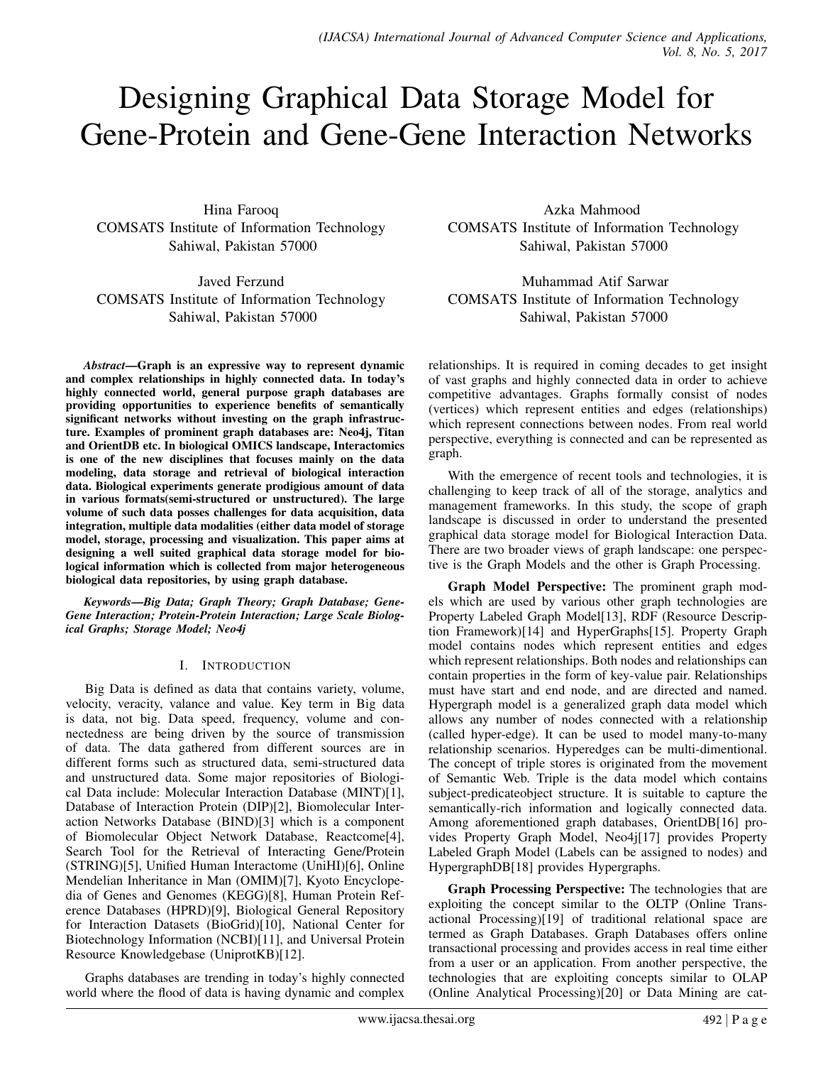# Designing Graphical Data Storage Model for Gene-Protein and Gene-Gene Interaction Networks

Hina Farooq
COMSATS Institute of Information Technology
Sahiwal, Pakistan 57000

Azka Mahmood
COMSATS Institute of Information Technology
Sahiwal, Pakistan 57000

Javed Ferzund
COMSATS Institute of Information Technology
Sahiwal, Pakistan 57000

Muhammad Atif Sarwar
COMSATS Institute of Information Technology
Sahiwal, Pakistan 57000

***Abstract*—Graph is an expressive way to represent dynamic and complex relationships in highly connected data. In today's highly connected world, general purpose graph databases are providing opportunities to experience benefits of semantically significant networks without investing on the graph infrastructure. Examples of prominent graph databases are: Neo4j, Titan and OrientDB etc. In biological OMICS landscape, Interactomics is one of the new disciplines that focuses mainly on the data modeling, data storage and retrieval of biological interaction data. Biological experiments generate prodigious amount of data in various formats(semi-structured or unstructured). The large volume of such data posses challenges for data acquisition, data integration, multiple data modalities (either data model of storage model, storage, processing and visualization. This paper aims at designing a well suited graphical data storage model for biological information which is collected from major heterogeneous biological data repositories, by using graph database.**

***Keywords*—*Big Data; Graph Theory; Graph Database; Gene-Gene Interaction; Protein-Protein Interaction; Large Scale Biological Graphs; Storage Model; Neo4j***

## I. Introduction

Big Data is defined as data that contains variety, volume, velocity, veracity, valance and value. Key term in Big data is data, not big. Data speed, frequency, volume and connectedness are being driven by the source of transmission of data. The data gathered from different sources are in different forms such as structured data, semi-structured data and unstructured data. Some major repositories of Biological Data include: Molecular Interaction Database (MINT)[1], Database of Interaction Protein (DIP)[2], Biomolecular Interaction Networks Database (BIND)[3] which is a component of Biomolecular Object Network Database, Reactcome[4], Search Tool for the Retrieval of Interacting Gene/Protein (STRING)[5], Unified Human Interactome (UniHI)[6], Online Mendelian Inheritance in Man (OMIM)[7], Kyoto Encyclopedia of Genes and Genomes (KEGG)[8], Human Protein Reference Databases (HPRD)[9], Biological General Repository for Interaction Datasets (BioGrid)[10], National Center for Biotechnology Information (NCBI)[11], and Universal Protein Resource Knowledgebase (UniprotKB)[12].

Graphs databases are trending in today's highly connected world where the flood of data is having dynamic and complex relationships. It is required in coming decades to get insight of vast graphs and highly connected data in order to achieve competitive advantages. Graphs formally consist of nodes (vertices) which represent entities and edges (relationships) which represent connections between nodes. From real world perspective, everything is connected and can be represented as graph.

With the emergence of recent tools and technologies, it is challenging to keep track of all of the storage, analytics and management frameworks. In this study, the scope of graph landscape is discussed in order to understand the presented graphical data storage model for Biological Interaction Data. There are two broader views of graph landscape: one perspective is the Graph Models and the other is Graph Processing.

**Graph Model Perspective:** The prominent graph models which are used by various other graph technologies are Property Labeled Graph Model[13], RDF (Resource Description Framework)[14] and HyperGraphs[15]. Property Graph model contains nodes which represent entities and edges which represent relationships. Both nodes and relationships can contain properties in the form of key-value pair. Relationships must have start and end node, and are directed and named. Hypergraph model is a generalized graph data model which allows any number of nodes connected with a relationship (called hyper-edge). It can be used to model many-to-many relationship scenarios. Hyperedges can be multi-dimentional. The concept of triple stores is originated from the movement of Semantic Web. Triple is the data model which contains subject-predicateobject structure. It is suitable to capture the semantically-rich information and logically connected data. Among aforementioned graph databases, OrientDB[16] provides Property Graph Model, Neo4j[17] provides Property Labeled Graph Model (Labels can be assigned to nodes) and HypergraphDB[18] provides Hypergraphs.

**Graph Processing Perspective:** The technologies that are exploiting the concept similar to the OLTP (Online Transactional Processing)[19] of traditional relational space are termed as Graph Databases. Graph Databases offers online transactional processing and provides access in real time either from a user or an application. From another perspective, the technologies that are exploiting concepts similar to OLAP (Online Analytical Processing)[20] or Data Mining are cat-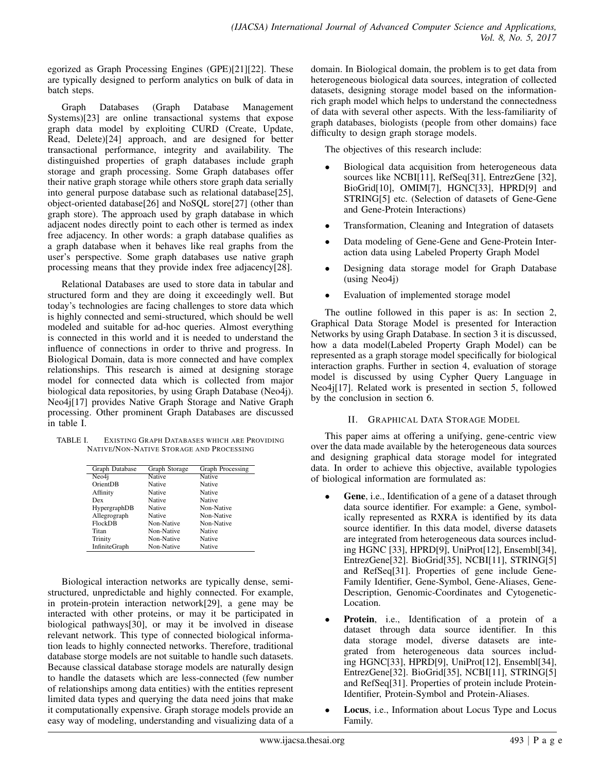egorized as Graph Processing Engines (GPE)[21][22]. These are typically designed to perform analytics on bulk of data in batch steps.

Graph Databases (Graph Database Management Systems)[23] are online transactional systems that expose graph data model by exploiting CURD (Create, Update, Read, Delete)[24] approach, and are designed for better transactional performance, integrity and availability. The distinguished properties of graph databases include graph storage and graph processing. Some Graph databases offer their native graph storage while others store graph data serially into general purpose database such as relational database[25], object-oriented database[26] and NoSQL store[27] (other than graph store). The approach used by graph database in which adjacent nodes directly point to each other is termed as index free adjacency. In other words: a graph database qualifies as a graph database when it behaves like real graphs from the user's perspective. Some graph databases use native graph processing means that they provide index free adjacency[28].

Relational Databases are used to store data in tabular and structured form and they are doing it exceedingly well. But today's technologies are facing challenges to store data which is highly connected and semi-structured, which should be well modeled and suitable for ad-hoc queries. Almost everything is connected in this world and it is needed to understand the influence of connections in order to thrive and progress. In Biological Domain, data is more connected and have complex relationships. This research is aimed at designing storage model for connected data which is collected from major biological data repositories, by using Graph Database (Neo4j). Neo4j[17] provides Native Graph Storage and Native Graph processing. Other prominent Graph Databases are discussed in table I.

TABLE I. EXISTING GRAPH DATABASES WHICH ARE PROVIDING NATIVE/NON-NATIVE STORAGE AND PROCESSING

| Graph Database | Graph Storage | Graph Processing |
|---|---|---|
| Neo4j | Native | Native |
| OrientDB | Native | Native |
| Affinity | Native | Native |
| Dex | Native | Native |
| HypergraphDB | Native | Non-Native |
| Allegrograph | Native | Non-Native |
| FlockDB | Non-Native | Non-Native |
| Titan | Non-Native | Native |
| Trinity | Non-Native | Native |
| InfiniteGraph | Non-Native | Native |

Biological interaction networks are typically dense, semi-structured, unpredictable and highly connected. For example, in protein-protein interaction network[29], a gene may be interacted with other proteins, or may it be participated in biological pathways[30], or may it be involved in disease relevant network. This type of connected biological information leads to highly connected networks. Therefore, traditional database storge models are not suitable to handle such datasets. Because classical database storage models are naturally design to handle the datasets which are less-connected (few number of relationships among data entities) with the entities represent limited data types and querying the data need joins that make it computationally expensive. Graph storage models provide an easy way of modeling, understanding and visualizing data of a domain. In Biological domain, the problem is to get data from heterogeneous biological data sources, integration of collected datasets, designing storage model based on the information-rich graph model which helps to understand the connectedness of data with several other aspects. With the less-familiarity of graph databases, biologists (people from other domains) face difficulty to design graph storage models.

The objectives of this research include:

- Biological data acquisition from heterogeneous data sources like NCBI[11], RefSeq[31], EntrezGene [32], BioGrid[10], OMIM[7], HGNC[33], HPRD[9] and STRING[5] etc. (Selection of datasets of Gene-Gene and Gene-Protein Interactions)
- Transformation, Cleaning and Integration of datasets
- Data modeling of Gene-Gene and Gene-Protein Interaction data using Labeled Property Graph Model
- Designing data storage model for Graph Database (using Neo4j)
- Evaluation of implemented storage model

The outline followed in this paper is as: In section 2, Graphical Data Storage Model is presented for Interaction Networks by using Graph Database. In section 3 it is discussed, how a data model(Labeled Property Graph Model) can be represented as a graph storage model specifically for biological interaction graphs. Further in section 4, evaluation of storage model is discussed by using Cypher Query Language in Neo4j[17]. Related work is presented in section 5, followed by the conclusion in section 6.

## II. GRAPHICAL DATA STORAGE MODEL

This paper aims at offering a unifying, gene-centric view over the data made available by the heterogeneous data sources and designing graphical data storage model for integrated data. In order to achieve this objective, available typologies of biological information are formulated as:

- **Gene**, i.e., Identification of a gene of a dataset through data source identifier. For example: a Gene, symbolically represented as RXRA is identified by its data source identifier. In this data model, diverse datasets are integrated from heterogeneous data sources including HGNC [33], HPRD[9], UniProt[12], Ensembl[34], EntrezGene[32]. BioGrid[35], NCBI[11], STRING[5] and RefSeq[31]. Properties of gene include Gene-Family Identifier, Gene-Symbol, Gene-Aliases, Gene-Description, Genomic-Coordinates and Cytogenetic-Location.
- **Protein**, i.e., Identification of a protein of a dataset through data source identifier. In this data storage model, diverse datasets are integrated from heterogeneous data sources including HGNC[33], HPRD[9], UniProt[12], Ensembl[34], EntrezGene[32]. BioGrid[35], NCBI[11], STRING[5] and RefSeq[31]. Properties of protein include Protein-Identifier, Protein-Symbol and Protein-Aliases.
- **Locus**, i.e., Information about Locus Type and Locus Family.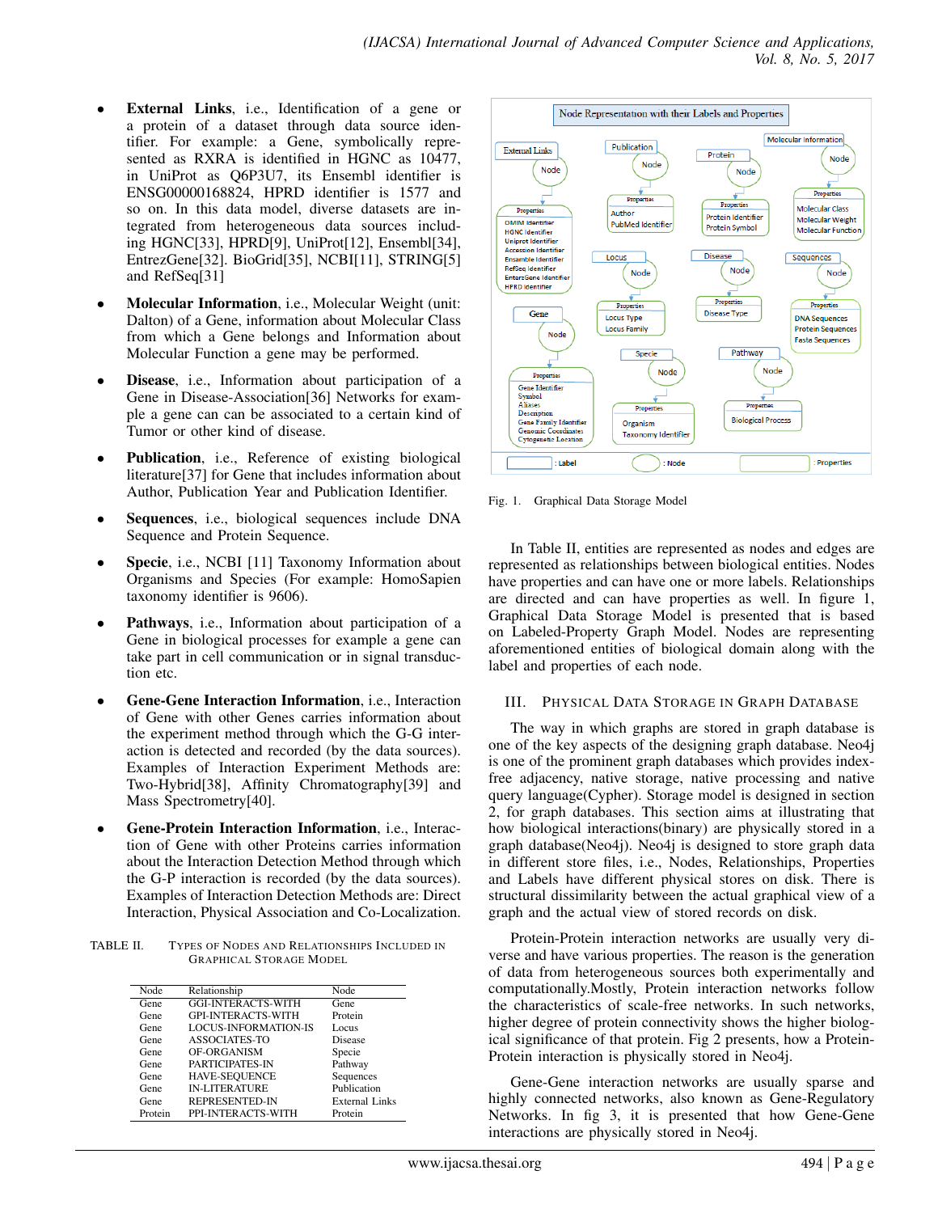- **External Links**, i.e., Identification of a gene or a protein of a dataset through data source identifier. For example: a Gene, symbolically represented as RXRA is identified in HGNC as 10477, in UniProt as Q6P3U7, its Ensembl identifier is ENSG00000168824, HPRD identifier is 1577 and so on. In this data model, diverse datasets are integrated from heterogeneous data sources including HGNC[33], HPRD[9], UniProt[12], Ensembl[34], EntrezGene[32]. BioGrid[35], NCBI[11], STRING[5] and RefSeq[31]
- **Molecular Information**, i.e., Molecular Weight (unit: Dalton) of a Gene, information about Molecular Class from which a Gene belongs and Information about Molecular Function a gene may be performed.
- **Disease**, i.e., Information about participation of a Gene in Disease-Association[36] Networks for example a gene can can be associated to a certain kind of Tumor or other kind of disease.
- **Publication**, i.e., Reference of existing biological literature[37] for Gene that includes information about Author, Publication Year and Publication Identifier.
- **Sequences**, i.e., biological sequences include DNA Sequence and Protein Sequence.
- **Specie**, i.e., NCBI [11] Taxonomy Information about Organisms and Species (For example: HomoSapien taxonomy identifier is 9606).
- **Pathways**, i.e., Information about participation of a Gene in biological processes for example a gene can take part in cell communication or in signal transduction etc.
- **Gene-Gene Interaction Information**, i.e., Interaction of Gene with other Genes carries information about the experiment method through which the G-G interaction is detected and recorded (by the data sources). Examples of Interaction Experiment Methods are: Two-Hybrid[38], Affinity Chromatography[39] and Mass Spectrometry[40].
- **Gene-Protein Interaction Information**, i.e., Interaction of Gene with other Proteins carries information about the Interaction Detection Method through which the G-P interaction is recorded (by the data sources). Examples of Interaction Detection Methods are: Direct Interaction, Physical Association and Co-Localization.

TABLE II. Types of Nodes and Relationships Included in Graphical Storage Model

| Node | Relationship | Node |
|---|---|---|
| Gene | GGI-INTERACTS-WITH | Gene |
| Gene | GPI-INTERACTS-WITH | Protein |
| Gene | LOCUS-INFORMATION-IS | Locus |
| Gene | ASSOCIATES-TO | Disease |
| Gene | OF-ORGANISM | Specie |
| Gene | PARTICIPATES-IN | Pathway |
| Gene | HAVE-SEQUENCE | Sequences |
| Gene | IN-LITERATURE | Publication |
| Gene | REPRESENTED-IN | External Links |
| Protein | PPI-INTERACTS-WITH | Protein |

Fig. 1. Graphical Data Storage Model

In Table II, entities are represented as nodes and edges are represented as relationships between biological entities. Nodes have properties and can have one or more labels. Relationships are directed and can have properties as well. In figure 1, Graphical Data Storage Model is presented that is based on Labeled-Property Graph Model. Nodes are representing aforementioned entities of biological domain along with the label and properties of each node.

## III. Physical Data Storage in Graph Database

The way in which graphs are stored in graph database is one of the key aspects of the designing graph database. Neo4j is one of the prominent graph databases which provides index-free adjacency, native storage, native processing and native query language(Cypher). Storage model is designed in section 2, for graph databases. This section aims at illustrating that how biological interactions(binary) are physically stored in a graph database(Neo4j). Neo4j is designed to store graph data in different store files, i.e., Nodes, Relationships, Properties and Labels have different physical stores on disk. There is structural dissimilarity between the actual graphical view of a graph and the actual view of stored records on disk.

Protein-Protein interaction networks are usually very diverse and have various properties. The reason is the generation of data from heterogeneous sources both experimentally and computationally.Mostly, Protein interaction networks follow the characteristics of scale-free networks. In such networks, higher degree of protein connectivity shows the higher biological significance of that protein. Fig 2 presents, how a Protein-Protein interaction is physically stored in Neo4j.

Gene-Gene interaction networks are usually sparse and highly connected networks, also known as Gene-Regulatory Networks. In fig 3, it is presented that how Gene-Gene interactions are physically stored in Neo4j.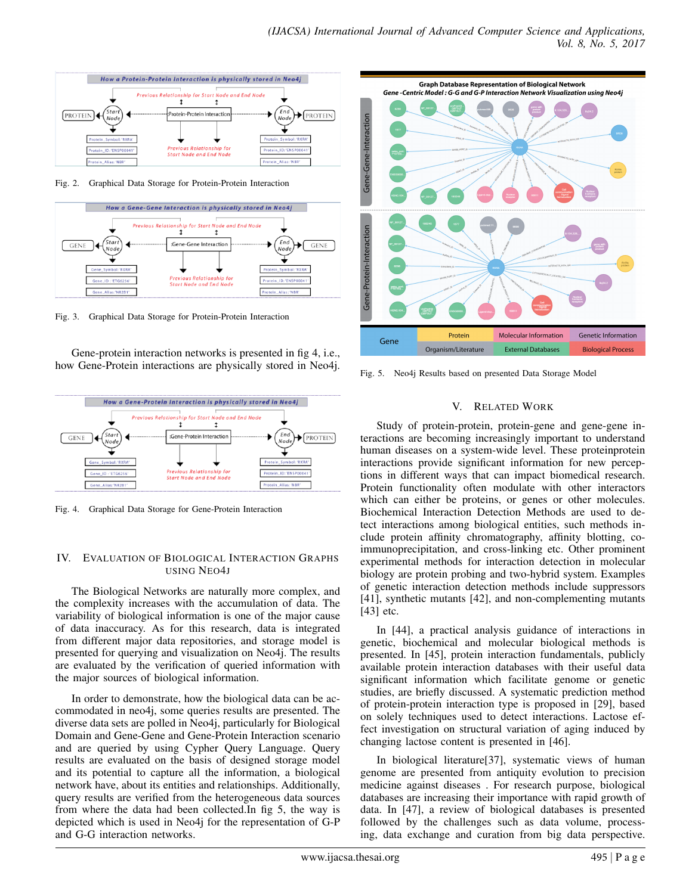Fig. 2. Graphical Data Storage for Protein-Protein Interaction

Fig. 3. Graphical Data Storage for Protein-Protein Interaction

Gene-protein interaction networks is presented in fig 4, i.e., how Gene-Protein interactions are physically stored in Neo4j.

Fig. 4. Graphical Data Storage for Gene-Protein Interaction

## IV. Evaluation of Biological Interaction Graphs using Neo4j

The Biological Networks are naturally more complex, and the complexity increases with the accumulation of data. The variability of biological information is one of the major cause of data inaccuracy. As for this research, data is integrated from different major data repositories, and storage model is presented for querying and visualization on Neo4j. The results are evaluated by the verification of queried information with the major sources of biological information.

In order to demonstrate, how the biological data can be accommodated in neo4j, some queries results are presented. The diverse data sets are polled in Neo4j, particularly for Biological Domain and Gene-Gene and Gene-Protein Interaction scenario and are queried by using Cypher Query Language. Query results are evaluated on the basis of designed storage model and its potential to capture all the information, a biological network have, about its entities and relationships. Additionally, query results are verified from the heterogeneous data sources from where the data had been collected.In fig 5, the way is depicted which is used in Neo4j for the representation of G-P and G-G interaction networks.

Fig. 5. Neo4j Results based on presented Data Storage Model

## V. Related Work

Study of protein-protein, protein-gene and gene-gene interactions are becoming increasingly important to understand human diseases on a system-wide level. These proteinprotein interactions provide significant information for new perceptions in different ways that can impact biomedical research. Protein functionality often modulate with other interactors which can either be proteins, or genes or other molecules. Biochemical Interaction Detection Methods are used to detect interactions among biological entities, such methods include protein affinity chromatography, affinity blotting, co-immunoprecipitation, and cross-linking etc. Other prominent experimental methods for interaction detection in molecular biology are protein probing and two-hybrid system. Examples of genetic interaction detection methods include suppressors [41], synthetic mutants [42], and non-complementing mutants [43] etc.

In [44], a practical analysis guidance of interactions in genetic, biochemical and molecular biological methods is presented. In [45], protein interaction fundamentals, publicly available protein interaction databases with their useful data significant information which facilitate genome or genetic studies, are briefly discussed. A systematic prediction method of protein-protein interaction type is proposed in [29], based on solely techniques used to detect interactions. Lactose effect investigation on structural variation of aging induced by changing lactose content is presented in [46].

In biological literature[37], systematic views of human genome are presented from antiquity evolution to precision medicine against diseases . For research purpose, biological databases are increasing their importance with rapid growth of data. In [47], a review of biological databases is presented followed by the challenges such as data volume, processing, data exchange and curation from big data perspective.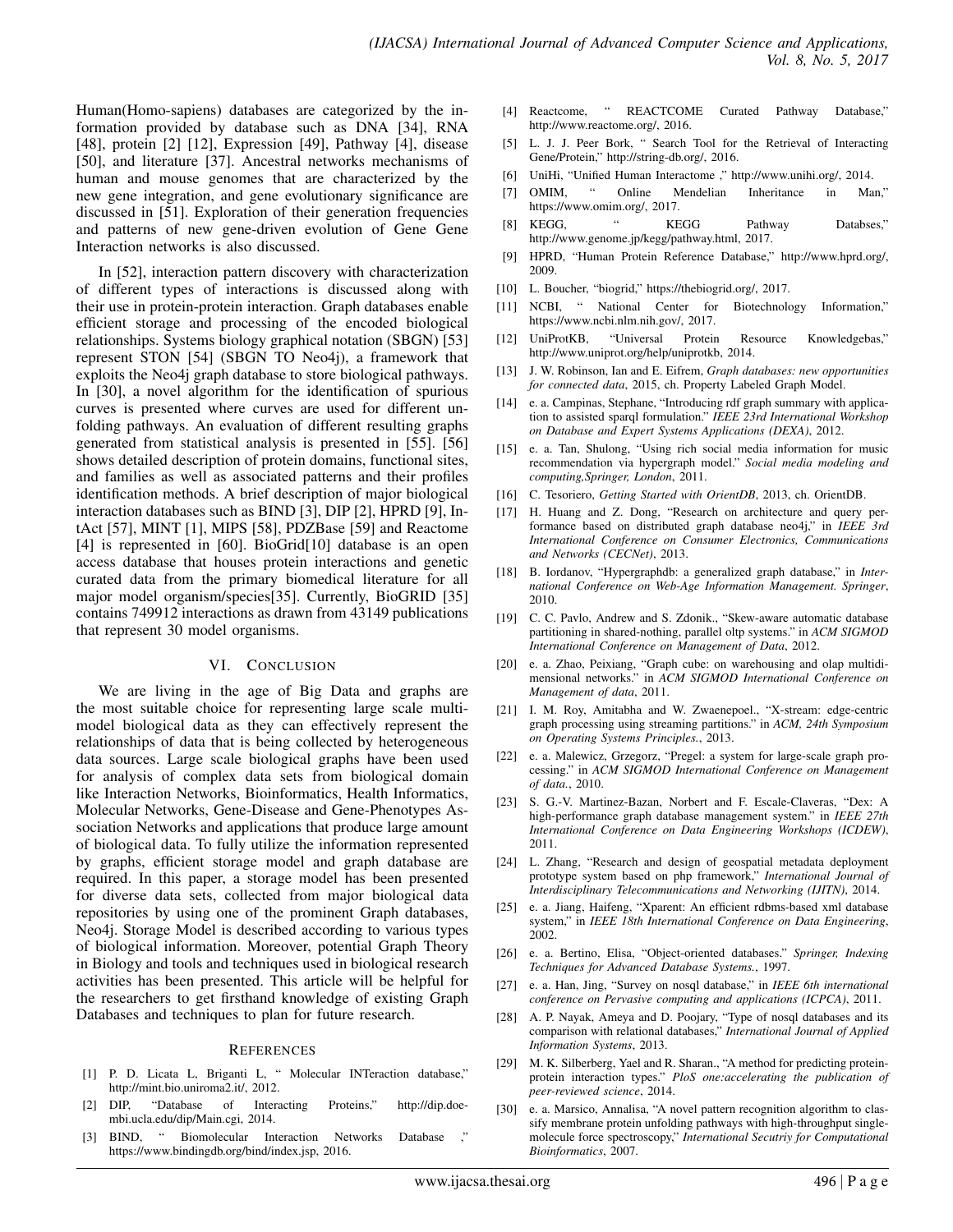Human(Homo-sapiens) databases are categorized by the information provided by database such as DNA [34], RNA [48], protein [2] [12], Expression [49], Pathway [4], disease [50], and literature [37]. Ancestral networks mechanisms of human and mouse genomes that are characterized by the new gene integration, and gene evolutionary significance are discussed in [51]. Exploration of their generation frequencies and patterns of new gene-driven evolution of Gene Gene Interaction networks is also discussed.

In [52], interaction pattern discovery with characterization of different types of interactions is discussed along with their use in protein-protein interaction. Graph databases enable efficient storage and processing of the encoded biological relationships. Systems biology graphical notation (SBGN) [53] represent STON [54] (SBGN TO Neo4j), a framework that exploits the Neo4j graph database to store biological pathways. In [30], a novel algorithm for the identification of spurious curves is presented where curves are used for different unfolding pathways. An evaluation of different resulting graphs generated from statistical analysis is presented in [55]. [56] shows detailed description of protein domains, functional sites, and families as well as associated patterns and their profiles identification methods. A brief description of major biological interaction databases such as BIND [3], DIP [2], HPRD [9], IntAct [57], MINT [1], MIPS [58], PDZBase [59] and Reactome [4] is represented in [60]. BioGrid[10] database is an open access database that houses protein interactions and genetic curated data from the primary biomedical literature for all major model organism/species[35]. Currently, BioGRID [35] contains 749912 interactions as drawn from 43149 publications that represent 30 model organisms.

## VI. Conclusion

We are living in the age of Big Data and graphs are the most suitable choice for representing large scale multimodel biological data as they can effectively represent the relationships of data that is being collected by heterogeneous data sources. Large scale biological graphs have been used for analysis of complex data sets from biological domain like Interaction Networks, Bioinformatics, Health Informatics, Molecular Networks, Gene-Disease and Gene-Phenotypes Association Networks and applications that produce large amount of biological data. To fully utilize the information represented by graphs, efficient storage model and graph database are required. In this paper, a storage model has been presented for diverse data sets, collected from major biological data repositories by using one of the prominent Graph databases, Neo4j. Storage Model is described according to various types of biological information. Moreover, potential Graph Theory in Biology and tools and techniques used in biological research activities has been presented. This article will be helpful for the researchers to get firsthand knowledge of existing Graph Databases and techniques to plan for future research.

## References

[1] P. D. Licata L, Briganti L, " Molecular INTeraction database," http://mint.bio.uniroma2.it/, 2012.

[2] DIP, "Database of Interacting Proteins," http://dip.doe-mbi.ucla.edu/dip/Main.cgi, 2014.

[3] BIND, " Biomolecular Interaction Networks Database ," https://www.bindingdb.org/bind/index.jsp, 2016.

[4] Reactcome, " REACTCOME Curated Pathway Database," http://www.reactome.org/, 2016.

[5] L. J. J. Peer Bork, " Search Tool for the Retrieval of Interacting Gene/Protein," http://string-db.org/, 2016.

[6] UniHi, "Unified Human Interactome ," http://www.unihi.org/, 2014.

[7] OMIM, " Online Mendelian Inheritance in Man," https://www.omim.org/, 2017.

[8] KEGG, " KEGG Pathway Databses," http://www.genome.jp/kegg/pathway.html, 2017.

[9] HPRD, "Human Protein Reference Database," http://www.hprd.org/, 2009.

[10] L. Boucher, "biogrid," https://thebiogrid.org/, 2017.

[11] NCBI, " National Center for Biotechnology Information," https://www.ncbi.nlm.nih.gov/, 2017.

[12] UniProtKB, "Universal Protein Resource Knowledgebas," http://www.uniprot.org/help/uniprotkb, 2014.

[13] J. W. Robinson, Ian and E. Eifrem, *Graph databases: new opportunities for connected data*, 2015, ch. Property Labeled Graph Model.

[14] e. a. Campinas, Stephane, "Introducing rdf graph summary with application to assisted sparql formulation." *IEEE 23rd International Workshop on Database and Expert Systems Applications (DEXA)*, 2012.

[15] e. a. Tan, Shulong, "Using rich social media information for music recommendation via hypergraph model." *Social media modeling and computing,Springer, London*, 2011.

[16] C. Tesoriero, *Getting Started with OrientDB*, 2013, ch. OrientDB.

[17] H. Huang and Z. Dong, "Research on architecture and query performance based on distributed graph database neo4j," in *IEEE 3rd International Conference on Consumer Electronics, Communications and Networks (CECNet)*, 2013.

[18] B. Iordanov, "Hypergraphdb: a generalized graph database," in *International Conference on Web-Age Information Management. Springer*, 2010.

[19] C. C. Pavlo, Andrew and S. Zdonik., "Skew-aware automatic database partitioning in shared-nothing, parallel oltp systems." in *ACM SIGMOD International Conference on Management of Data*, 2012.

[20] e. a. Zhao, Peixiang, "Graph cube: on warehousing and olap multidimensional networks." in *ACM SIGMOD International Conference on Management of data*, 2011.

[21] I. M. Roy, Amitabha and W. Zwaenepoel., "X-stream: edge-centric graph processing using streaming partitions." in *ACM, 24th Symposium on Operating Systems Principles.*, 2013.

[22] e. a. Malewicz, Grzegorz, "Pregel: a system for large-scale graph processing." in *ACM SIGMOD International Conference on Management of data.*, 2010.

[23] S. G.-V. Martinez-Bazan, Norbert and F. Escale-Claveras, "Dex: A high-performance graph database management system." in *IEEE 27th International Conference on Data Engineering Workshops (ICDEW)*, 2011.

[24] L. Zhang, "Research and design of geospatial metadata deployment prototype system based on php framework," *International Journal of Interdisciplinary Telecommunications and Networking (IJITN)*, 2014.

[25] e. a. Jiang, Haifeng, "Xparent: An efficient rdbms-based xml database system," in *IEEE 18th International Conference on Data Engineering*, 2002.

[26] e. a. Bertino, Elisa, "Object-oriented databases." *Springer, Indexing Techniques for Advanced Database Systems.*, 1997.

[27] e. a. Han, Jing, "Survey on nosql database," in *IEEE 6th international conference on Pervasive computing and applications (ICPCA)*, 2011.

[28] A. P. Nayak, Ameya and D. Poojary, "Type of nosql databases and its comparison with relational databases," *International Journal of Applied Information Systems*, 2013.

[29] M. K. Silberberg, Yael and R. Sharan., "A method for predicting protein-protein interaction types." *PloS one:accelerating the publication of peer-reviewed science*, 2014.

[30] e. a. Marsico, Annalisa, "A novel pattern recognition algorithm to classify membrane protein unfolding pathways with high-throughput single-molecule force spectroscopy," *International Secutriy for Computational Bioinformatics*, 2007.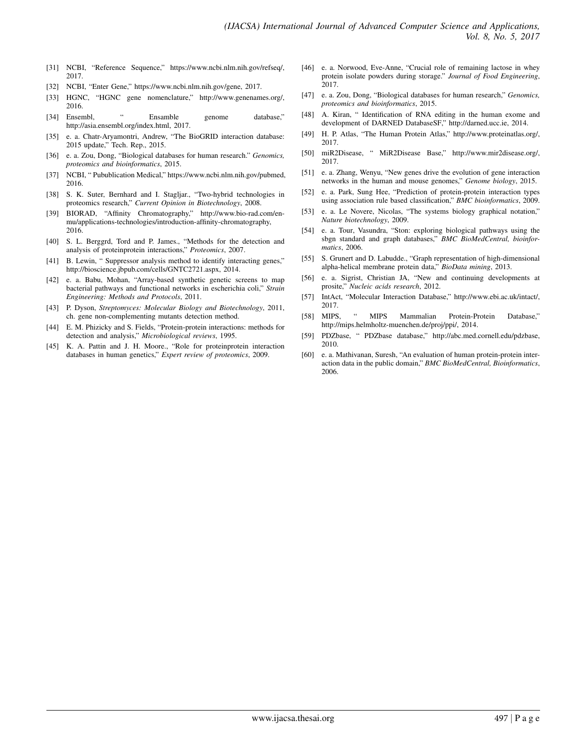[31] NCBI, "Reference Sequence," https://www.ncbi.nlm.nih.gov/refseq/, 2017.

[32] NCBI, "Enter Gene," https://www.ncbi.nlm.nih.gov/gene, 2017.

[33] HGNC, "HGNC gene nomenclature," http://www.genenames.org/, 2016.

[34] Ensembl, " Ensamble genome database," http://asia.ensembl.org/index.html, 2017.

[35] e. a. Chatr-Aryamontri, Andrew, "The BioGRID interaction database: 2015 update," Tech. Rep., 2015.

[36] e. a. Zou, Dong, "Biological databases for human research." *Genomics, proteomics and bioinformatics*, 2015.

[37] NCBI, " Pubublication Medical," https://www.ncbi.nlm.nih.gov/pubmed, 2016.

[38] S. K. Suter, Bernhard and I. Stagljar., "Two-hybrid technologies in proteomics research," *Current Opinion in Biotechnology*, 2008.

[39] BIORAD, "Affinity Chromatography," http://www.bio-rad.com/en-mu/applications-technologies/introduction-affinity-chromatography, 2016.

[40] S. L. Berggrd, Tord and P. James., "Methods for the detection and analysis of proteinprotein interactions," *Proteomics*, 2007.

[41] B. Lewin, " Suppressor analysis method to identify interacting genes," http://bioscience.jbpub.com/cells/GNTC2721.aspx, 2014.

[42] e. a. Babu, Mohan, "Array-based synthetic genetic screens to map bacterial pathways and functional networks in escherichia coli," *Strain Engineering: Methods and Protocols*, 2011.

[43] P. Dyson, *Streptomyces: Molecular Biology and Biotechnology*, 2011, ch. gene non-complementing mutants detection method.

[44] E. M. Phizicky and S. Fields, "Protein-protein interactions: methods for detection and analysis," *Microbiological reviews*, 1995.

[45] K. A. Pattin and J. H. Moore., "Role for proteinprotein interaction databases in human genetics," *Expert review of proteomics*, 2009.

[46] e. a. Norwood, Eve-Anne, "Crucial role of remaining lactose in whey protein isolate powders during storage." *Journal of Food Engineering*, 2017.

[47] e. a. Zou, Dong, "Biological databases for human research," *Genomics, proteomics and bioinformatics*, 2015.

[48] A. Kiran, " Identification of RNA editing in the human exome and development of DARNED DatabaseSF," http://darned.ucc.ie, 2014.

[49] H. P. Atlas, "The Human Protein Atlas," http://www.proteinatlas.org/, 2017.

[50] miR2Disease, " MiR2Disease Base," http://www.mir2disease.org/, 2017.

[51] e. a. Zhang, Wenyu, "New genes drive the evolution of gene interaction networks in the human and mouse genomes," *Genome biology*, 2015.

[52] e. a. Park, Sung Hee, "Prediction of protein-protein interaction types using association rule based classification," *BMC bioinformatics*, 2009.

[53] e. a. Le Novere, Nicolas, "The systems biology graphical notation," *Nature biotechnology*, 2009.

[54] e. a. Tour, Vasundra, "Ston: exploring biological pathways using the sbgn standard and graph databases," *BMC BioMedCentral, bioinformatics*, 2006.

[55] S. Grunert and D. Labudde., "Graph representation of high-dimensional alpha-helical membrane protein data," *BioData mining*, 2013.

[56] e. a. Sigrist, Christian JA, "New and continuing developments at prosite," *Nucleic acids research*, 2012.

[57] IntAct, "Molecular Interaction Database," http://www.ebi.ac.uk/intact/, 2017.

[58] MIPS, " MIPS Mammalian Protein-Protein Database," http://mips.helmholtz-muenchen.de/proj/ppi/, 2014.

[59] PDZbase, " PDZbase database," http://abc.med.cornell.edu/pdzbase, 2010.

[60] e. a. Mathivanan, Suresh, "An evaluation of human protein-protein interaction data in the public domain," *BMC BioMedCentral, Bioinformatics*, 2006.